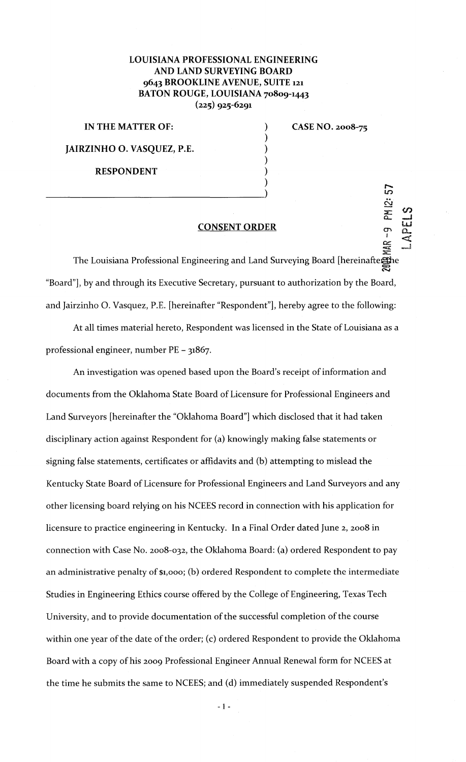**LOUISIANA PROFESSIONAL ENGINEERING AND LAND SURVEYING BOARD**
**9643 BROOKLINE AVENUE, SUITE 121**
**BATON ROUGE, LOUISIANA 70809-1443**
**(225) 925-6291**

| | | |
|---|---|---|
| **IN THE MATTER OF:** | ) | **CASE NO. 2008-75** |
| | ) | |
| **JAIRZINHO O. VASQUEZ, P.E.** | ) | |
| | ) | |
| **RESPONDENT** | ) | |
| | ) | |

2009 MAR -9 PM 12:57

LAPELS

## CONSENT ORDER

The Louisiana Professional Engineering and Land Surveying Board [hereinafter the "Board"], by and through its Executive Secretary, pursuant to authorization by the Board, and Jairzinho O. Vasquez, P.E. [hereinafter "Respondent"], hereby agree to the following:

At all times material hereto, Respondent was licensed in the State of Louisiana as a professional engineer, number PE – 31867.

An investigation was opened based upon the Board's receipt of information and documents from the Oklahoma State Board of Licensure for Professional Engineers and Land Surveyors [hereinafter the "Oklahoma Board"] which disclosed that it had taken disciplinary action against Respondent for (a) knowingly making false statements or signing false statements, certificates or affidavits and (b) attempting to mislead the Kentucky State Board of Licensure for Professional Engineers and Land Surveyors and any other licensing board relying on his NCEES record in connection with his application for licensure to practice engineering in Kentucky. In a Final Order dated June 2, 2008 in connection with Case No. 2008-032, the Oklahoma Board: (a) ordered Respondent to pay an administrative penalty of $1,000; (b) ordered Respondent to complete the intermediate Studies in Engineering Ethics course offered by the College of Engineering, Texas Tech University, and to provide documentation of the successful completion of the course within one year of the date of the order; (c) ordered Respondent to provide the Oklahoma Board with a copy of his 2009 Professional Engineer Annual Renewal form for NCEES at the time he submits the same to NCEES; and (d) immediately suspended Respondent's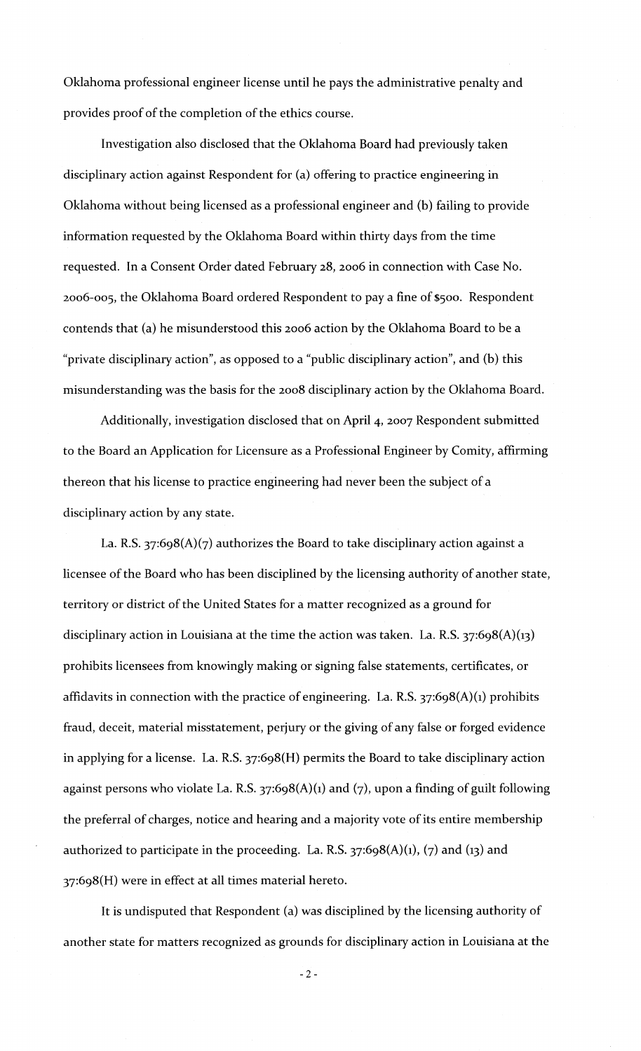Oklahoma professional engineer license until he pays the administrative penalty and provides proof of the completion of the ethics course.

Investigation also disclosed that the Oklahoma Board had previously taken disciplinary action against Respondent for (a) offering to practice engineering in Oklahoma without being licensed as a professional engineer and (b) failing to provide information requested by the Oklahoma Board within thirty days from the time requested. In a Consent Order dated February 28, 2006 in connection with Case No. 2006-005, the Oklahoma Board ordered Respondent to pay a fine of $500. Respondent contends that (a) he misunderstood this 2006 action by the Oklahoma Board to be a "private disciplinary action", as opposed to a "public disciplinary action", and (b) this misunderstanding was the basis for the 2008 disciplinary action by the Oklahoma Board.

Additionally, investigation disclosed that on April 4, 2007 Respondent submitted to the Board an Application for Licensure as a Professional Engineer by Comity, affirming thereon that his license to practice engineering had never been the subject of a disciplinary action by any state.

La. R.S. 37:698(A)(7) authorizes the Board to take disciplinary action against a licensee of the Board who has been disciplined by the licensing authority of another state, territory or district of the United States for a matter recognized as a ground for disciplinary action in Louisiana at the time the action was taken. La. R.S. 37:698(A)(13) prohibits licensees from knowingly making or signing false statements, certificates, or affidavits in connection with the practice of engineering. La. R.S. 37:698(A)(1) prohibits fraud, deceit, material misstatement, perjury or the giving of any false or forged evidence in applying for a license. La. R.S. 37:698(H) permits the Board to take disciplinary action against persons who violate La. R.S. 37:698(A)(1) and (7), upon a finding of guilt following the preferral of charges, notice and hearing and a majority vote of its entire membership authorized to participate in the proceeding. La. R.S. 37:698(A)(1), (7) and (13) and 37:698(H) were in effect at all times material hereto.

It is undisputed that Respondent (a) was disciplined by the licensing authority of another state for matters recognized as grounds for disciplinary action in Louisiana at the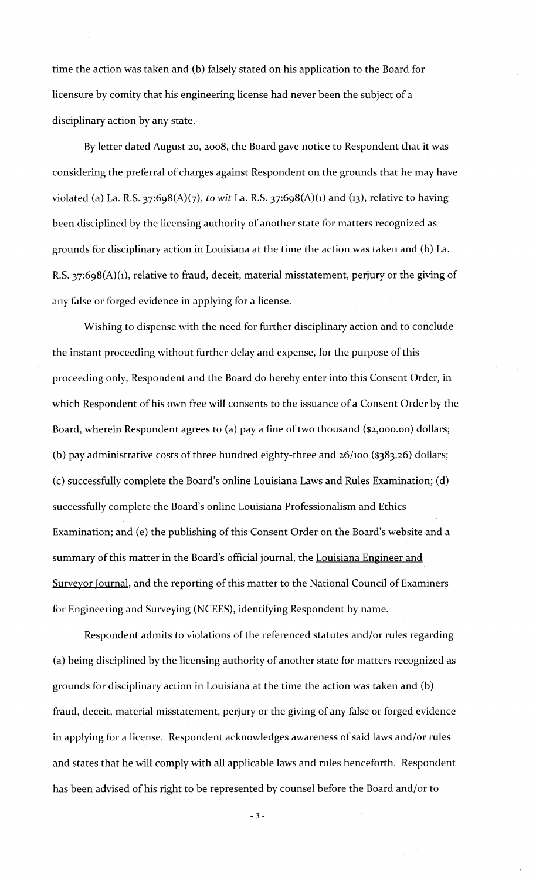time the action was taken and (b) falsely stated on his application to the Board for licensure by comity that his engineering license had never been the subject of a disciplinary action by any state.

By letter dated August 20, 2008, the Board gave notice to Respondent that it was considering the preferral of charges against Respondent on the grounds that he may have violated (a) La. R.S. 37:698(A)(7), *to wit* La. R.S. 37:698(A)(1) and (13), relative to having been disciplined by the licensing authority of another state for matters recognized as grounds for disciplinary action in Louisiana at the time the action was taken and (b) La. R.S. 37:698(A)(1), relative to fraud, deceit, material misstatement, perjury or the giving of any false or forged evidence in applying for a license.

Wishing to dispense with the need for further disciplinary action and to conclude the instant proceeding without further delay and expense, for the purpose of this proceeding only, Respondent and the Board do hereby enter into this Consent Order, in which Respondent of his own free will consents to the issuance of a Consent Order by the Board, wherein Respondent agrees to (a) pay a fine of two thousand ($2,000.00) dollars; (b) pay administrative costs of three hundred eighty-three and 26/100 ($383.26) dollars; (c) successfully complete the Board's online Louisiana Laws and Rules Examination; (d) successfully complete the Board's online Louisiana Professionalism and Ethics Examination; and (e) the publishing of this Consent Order on the Board's website and a summary of this matter in the Board's official journal, the Louisiana Engineer and Surveyor Journal, and the reporting of this matter to the National Council of Examiners for Engineering and Surveying (NCEES), identifying Respondent by name.

Respondent admits to violations of the referenced statutes and/or rules regarding (a) being disciplined by the licensing authority of another state for matters recognized as grounds for disciplinary action in Louisiana at the time the action was taken and (b) fraud, deceit, material misstatement, perjury or the giving of any false or forged evidence in applying for a license. Respondent acknowledges awareness of said laws and/or rules and states that he will comply with all applicable laws and rules henceforth. Respondent has been advised of his right to be represented by counsel before the Board and/or to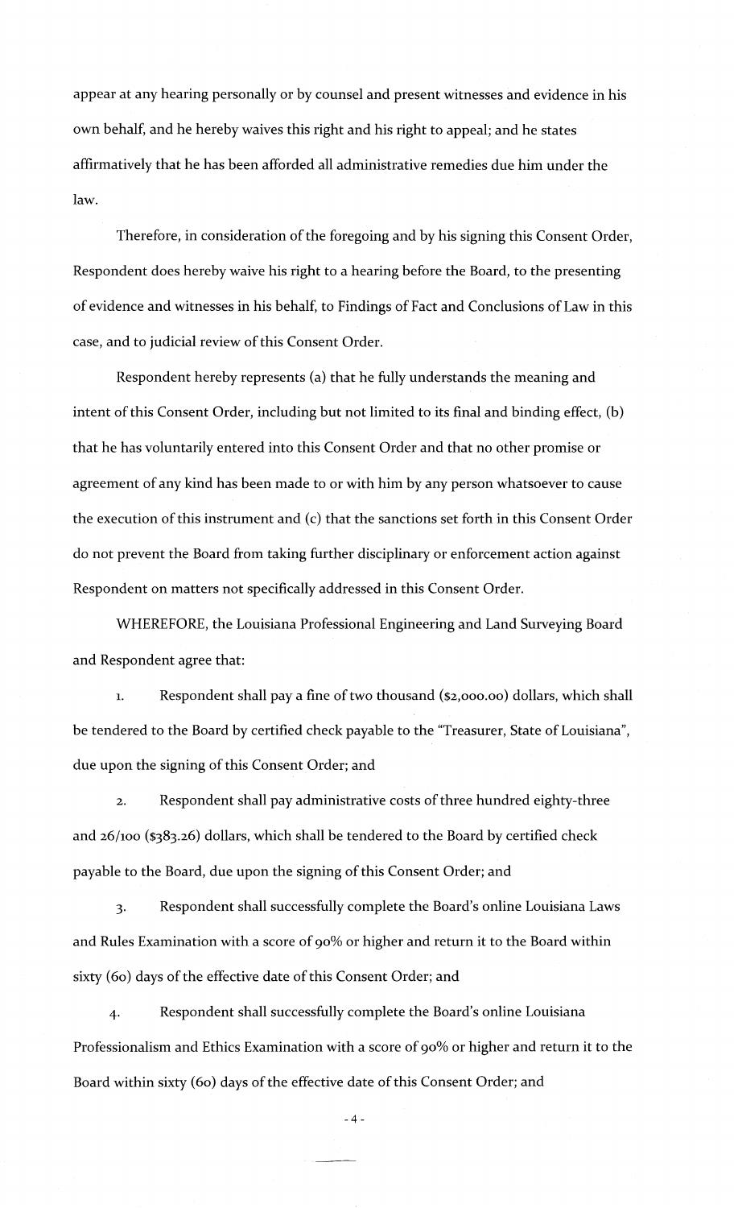appear at any hearing personally or by counsel and present witnesses and evidence in his own behalf, and he hereby waives this right and his right to appeal; and he states affirmatively that he has been afforded all administrative remedies due him under the law.

Therefore, in consideration of the foregoing and by his signing this Consent Order, Respondent does hereby waive his right to a hearing before the Board, to the presenting of evidence and witnesses in his behalf, to Findings of Fact and Conclusions of Law in this case, and to judicial review of this Consent Order.

Respondent hereby represents (a) that he fully understands the meaning and intent of this Consent Order, including but not limited to its final and binding effect, (b) that he has voluntarily entered into this Consent Order and that no other promise or agreement of any kind has been made to or with him by any person whatsoever to cause the execution of this instrument and (c) that the sanctions set forth in this Consent Order do not prevent the Board from taking further disciplinary or enforcement action against Respondent on matters not specifically addressed in this Consent Order.

WHEREFORE, the Louisiana Professional Engineering and Land Surveying Board and Respondent agree that:

1. Respondent shall pay a fine of two thousand ($2,000.00) dollars, which shall be tendered to the Board by certified check payable to the "Treasurer, State of Louisiana", due upon the signing of this Consent Order; and

2. Respondent shall pay administrative costs of three hundred eighty-three and 26/100 ($383.26) dollars, which shall be tendered to the Board by certified check payable to the Board, due upon the signing of this Consent Order; and

3. Respondent shall successfully complete the Board's online Louisiana Laws and Rules Examination with a score of 90% or higher and return it to the Board within sixty (60) days of the effective date of this Consent Order; and

4. Respondent shall successfully complete the Board's online Louisiana Professionalism and Ethics Examination with a score of 90% or higher and return it to the Board within sixty (60) days of the effective date of this Consent Order; and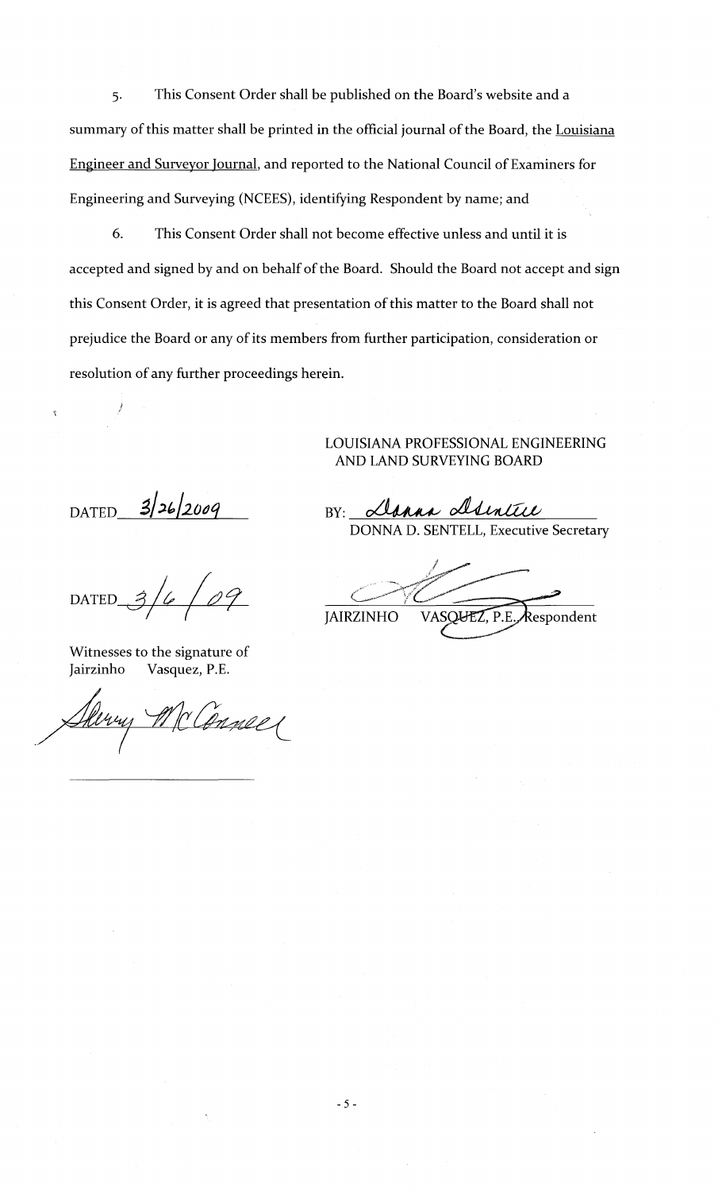5. This Consent Order shall be published on the Board's website and a summary of this matter shall be printed in the official journal of the Board, the Louisiana Engineer and Surveyor Journal, and reported to the National Council of Examiners for Engineering and Surveying (NCEES), identifying Respondent by name; and

6. This Consent Order shall not become effective unless and until it is accepted and signed by and on behalf of the Board. Should the Board not accept and sign this Consent Order, it is agreed that presentation of this matter to the Board shall not prejudice the Board or any of its members from further participation, consideration or resolution of any further proceedings herein.

LOUISIANA PROFESSIONAL ENGINEERING AND LAND SURVEYING BOARD

DATED 3/26/2009

BY: Donna Sentell

DONNA D. SENTELL, Executive Secretary

DATED 3/6/09

JAIRZINHO VASQUEZ, P.E., Respondent

Witnesses to the signature of Jairzinho Vasquez, P.E.

Sherry McConnell